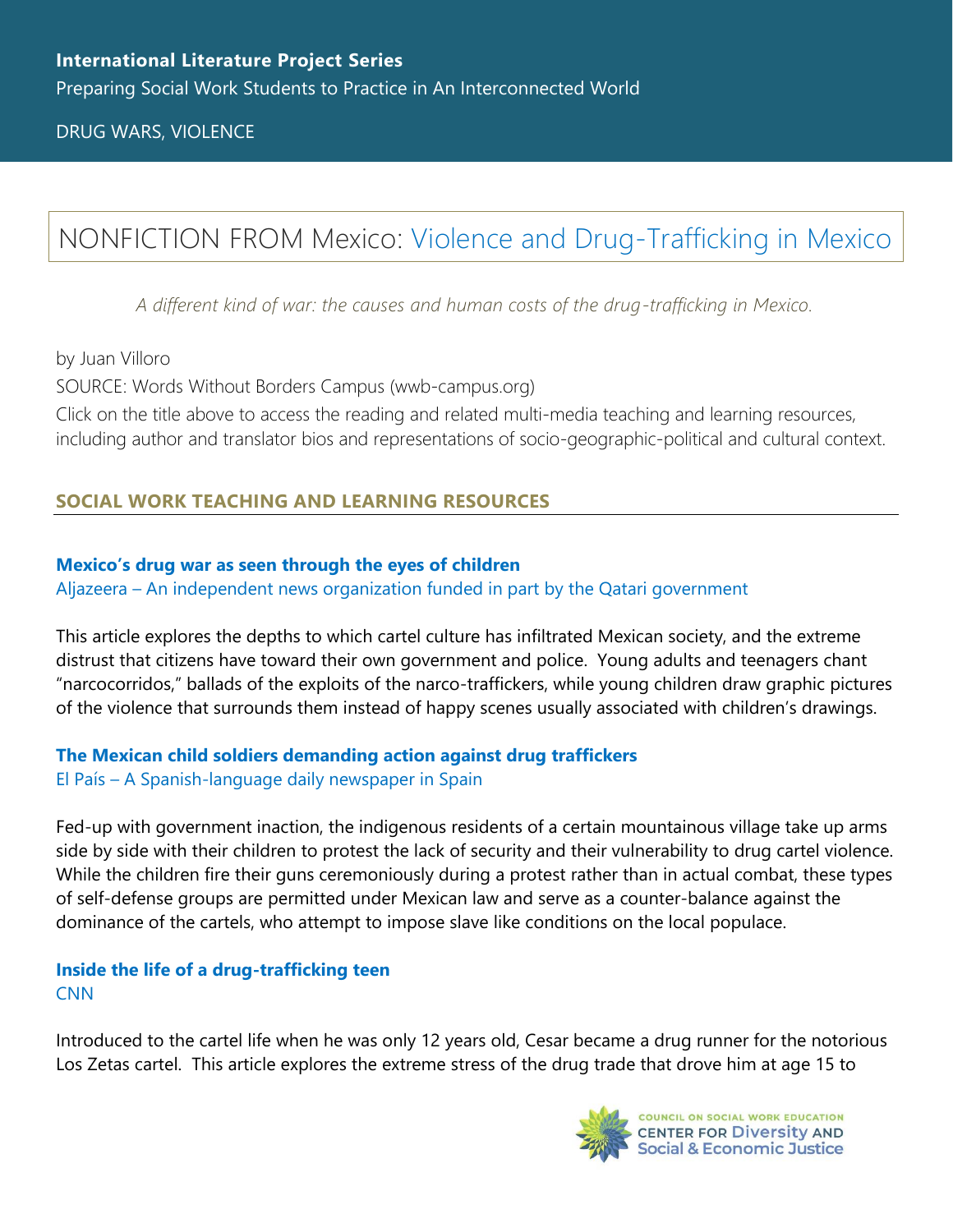**International Literature Project Series**

Preparing Social Work Students to Practice in An Interconnected World

DRUG WARS, VIOLENCE

# NONFICTION FROM Mexico: Violence and Drug-Trafficking in Mexico

*A different kind of war: the causes and human costs of the drug-trafficking in Mexico.*

by Juan Villoro

SOURCE: Words Without Borders Campus (wwb-campus.org)

Click on the title above to access the reading and related multi-media teaching and learning resources, including author and translator bios and representations of socio-geographic-political and cultural context.

## SOCIAL WORK TEACHING AND LEARNING RESOURCES

### Mexico's drug war as seen through the eyes of children

Aljazeera – An independent news organization funded in part by the Qatari government

This article explores the depths to which cartel culture has infiltrated Mexican society, and the extreme distrust that citizens have toward their own government and police. Young adults and teenagers chant "narcocorridos," ballads of the exploits of the narco-traffickers, while young children draw graphic pictures of the violence that surrounds them instead of happy scenes usually associated with children's drawings.

### The Mexican child soldiers demanding action against drug traffickers

El País – A Spanish-language daily newspaper in Spain

Fed-up with government inaction, the indigenous residents of a certain mountainous village take up arms side by side with their children to protest the lack of security and their vulnerability to drug cartel violence. While the children fire their guns ceremoniously during a protest rather than in actual combat, these types of self-defense groups are permitted under Mexican law and serve as a counter-balance against the dominance of the cartels, who attempt to impose slave like conditions on the local populace.

### Inside the life of a drug-trafficking teen

CNN

Introduced to the cartel life when he was only 12 years old, Cesar became a drug runner for the notorious Los Zetas cartel. This article explores the extreme stress of the drug trade that drove him at age 15 to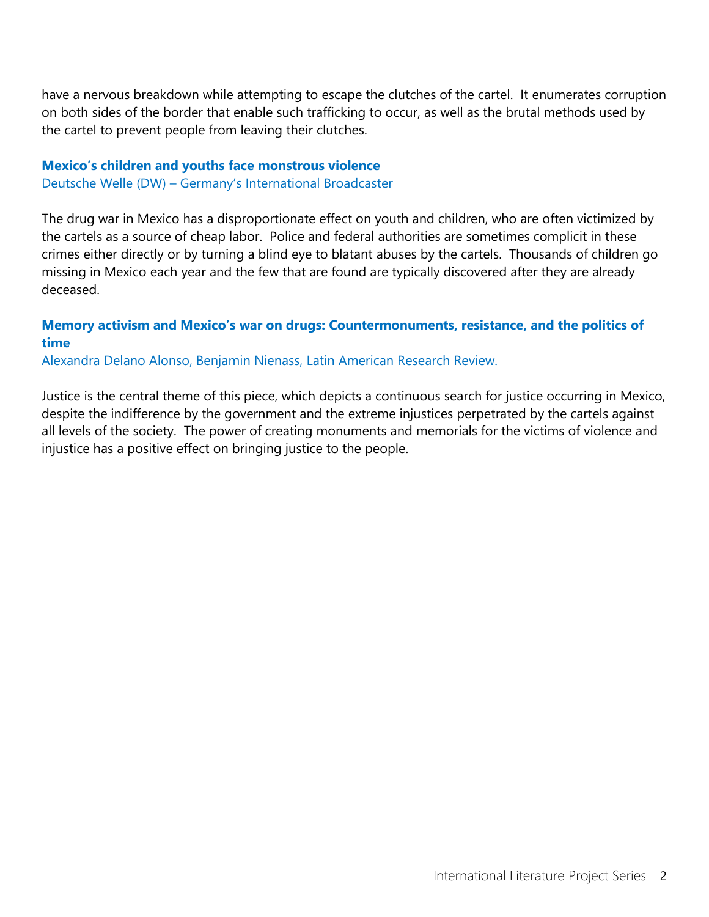have a nervous breakdown while attempting to escape the clutches of the cartel. It enumerates corruption on both sides of the border that enable such trafficking to occur, as well as the brutal methods used by the cartel to prevent people from leaving their clutches.

**Mexico's children and youths face monstrous violence**
Deutsche Welle (DW) – Germany's International Broadcaster

The drug war in Mexico has a disproportionate effect on youth and children, who are often victimized by the cartels as a source of cheap labor. Police and federal authorities are sometimes complicit in these crimes either directly or by turning a blind eye to blatant abuses by the cartels. Thousands of children go missing in Mexico each year and the few that are found are typically discovered after they are already deceased.

**Memory activism and Mexico's war on drugs: Countermonuments, resistance, and the politics of time**
Alexandra Delano Alonso, Benjamin Nienass, Latin American Research Review.

Justice is the central theme of this piece, which depicts a continuous search for justice occurring in Mexico, despite the indifference by the government and the extreme injustices perpetrated by the cartels against all levels of the society. The power of creating monuments and memorials for the victims of violence and injustice has a positive effect on bringing justice to the people.